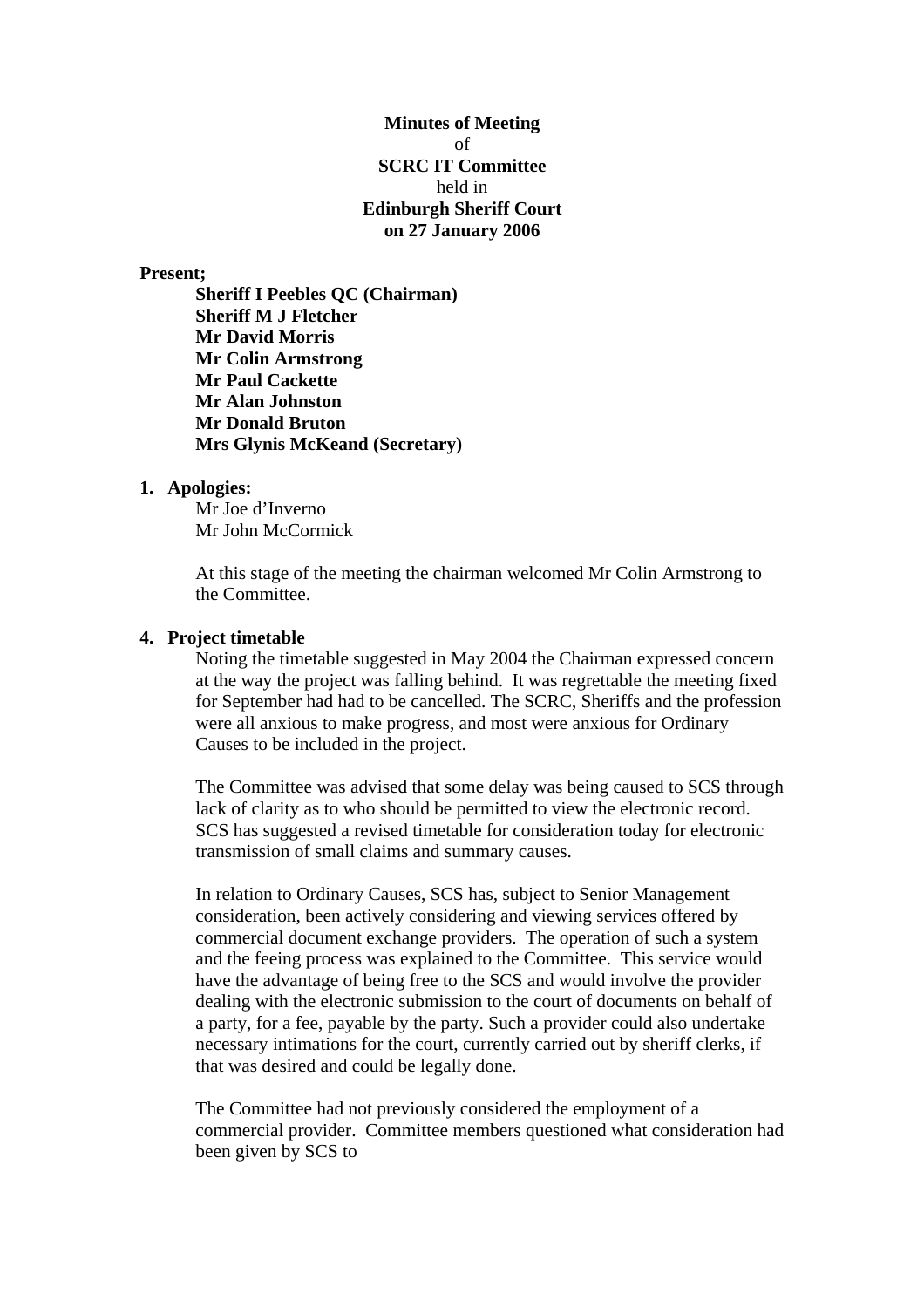**Minutes of Meeting**
of
**SCRC IT Committee**
held in
**Edinburgh Sheriff Court**
**on 27 January 2006**

**Present;**

**Sheriff I Peebles QC (Chairman)**
**Sheriff M J Fletcher**
**Mr David Morris**
**Mr Colin Armstrong**
**Mr Paul Cackette**
**Mr Alan Johnston**
**Mr Donald Bruton**
**Mrs Glynis McKeand (Secretary)**

**1. Apologies:**

Mr Joe d'Inverno
Mr John McCormick

At this stage of the meeting the chairman welcomed Mr Colin Armstrong to the Committee.

**4. Project timetable**

Noting the timetable suggested in May 2004 the Chairman expressed concern at the way the project was falling behind. It was regrettable the meeting fixed for September had had to be cancelled. The SCRC, Sheriffs and the profession were all anxious to make progress, and most were anxious for Ordinary Causes to be included in the project.

The Committee was advised that some delay was being caused to SCS through lack of clarity as to who should be permitted to view the electronic record. SCS has suggested a revised timetable for consideration today for electronic transmission of small claims and summary causes.

In relation to Ordinary Causes, SCS has, subject to Senior Management consideration, been actively considering and viewing services offered by commercial document exchange providers. The operation of such a system and the feeing process was explained to the Committee. This service would have the advantage of being free to the SCS and would involve the provider dealing with the electronic submission to the court of documents on behalf of a party, for a fee, payable by the party. Such a provider could also undertake necessary intimations for the court, currently carried out by sheriff clerks, if that was desired and could be legally done.

The Committee had not previously considered the employment of a commercial provider. Committee members questioned what consideration had been given by SCS to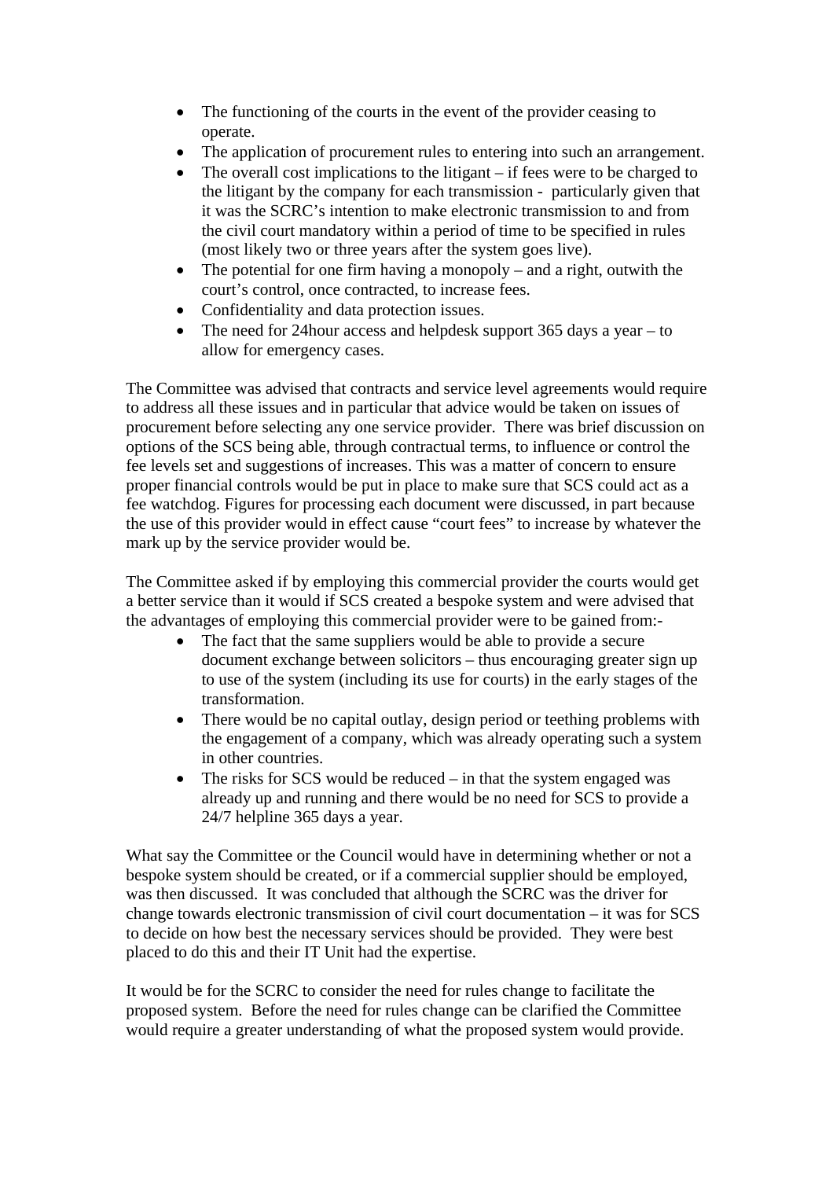- The functioning of the courts in the event of the provider ceasing to operate.
- The application of procurement rules to entering into such an arrangement.
- The overall cost implications to the litigant – if fees were to be charged to the litigant by the company for each transmission - particularly given that it was the SCRC's intention to make electronic transmission to and from the civil court mandatory within a period of time to be specified in rules (most likely two or three years after the system goes live).
- The potential for one firm having a monopoly – and a right, outwith the court's control, once contracted, to increase fees.
- Confidentiality and data protection issues.
- The need for 24hour access and helpdesk support 365 days a year – to allow for emergency cases.

The Committee was advised that contracts and service level agreements would require to address all these issues and in particular that advice would be taken on issues of procurement before selecting any one service provider. There was brief discussion on options of the SCS being able, through contractual terms, to influence or control the fee levels set and suggestions of increases. This was a matter of concern to ensure proper financial controls would be put in place to make sure that SCS could act as a fee watchdog. Figures for processing each document were discussed, in part because the use of this provider would in effect cause "court fees" to increase by whatever the mark up by the service provider would be.

The Committee asked if by employing this commercial provider the courts would get a better service than it would if SCS created a bespoke system and were advised that the advantages of employing this commercial provider were to be gained from:-

- The fact that the same suppliers would be able to provide a secure document exchange between solicitors – thus encouraging greater sign up to use of the system (including its use for courts) in the early stages of the transformation.
- There would be no capital outlay, design period or teething problems with the engagement of a company, which was already operating such a system in other countries.
- The risks for SCS would be reduced – in that the system engaged was already up and running and there would be no need for SCS to provide a 24/7 helpline 365 days a year.

What say the Committee or the Council would have in determining whether or not a bespoke system should be created, or if a commercial supplier should be employed, was then discussed. It was concluded that although the SCRC was the driver for change towards electronic transmission of civil court documentation – it was for SCS to decide on how best the necessary services should be provided. They were best placed to do this and their IT Unit had the expertise.

It would be for the SCRC to consider the need for rules change to facilitate the proposed system. Before the need for rules change can be clarified the Committee would require a greater understanding of what the proposed system would provide.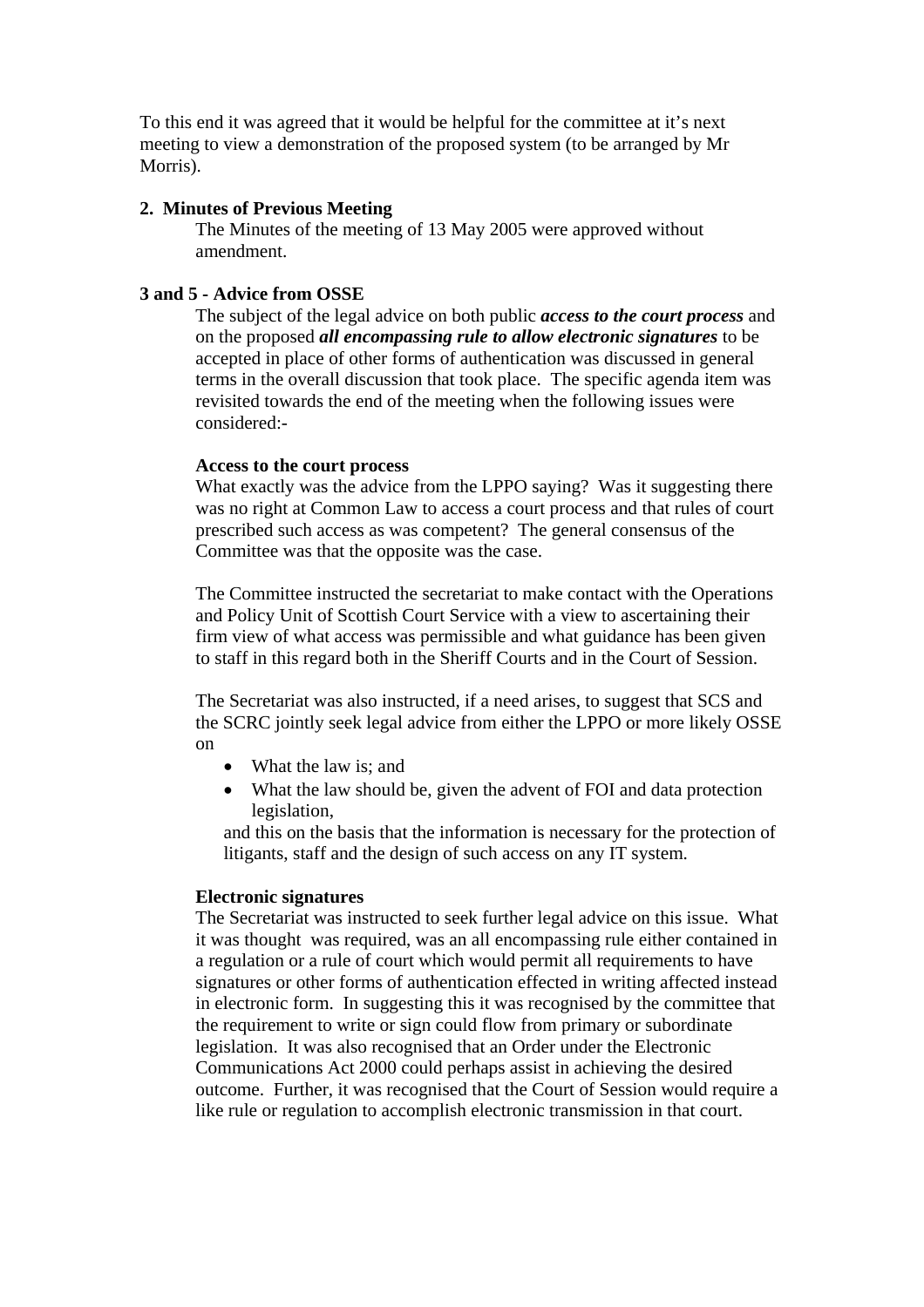To this end it was agreed that it would be helpful for the committee at it's next meeting to view a demonstration of the proposed system (to be arranged by Mr Morris).

**2. Minutes of Previous Meeting**

The Minutes of the meeting of 13 May 2005 were approved without amendment.

**3 and 5 - Advice from OSSE**

The subject of the legal advice on both public ***access to the court process*** and on the proposed ***all encompassing rule to allow electronic signatures*** to be accepted in place of other forms of authentication was discussed in general terms in the overall discussion that took place. The specific agenda item was revisited towards the end of the meeting when the following issues were considered:-

**Access to the court process**

What exactly was the advice from the LPPO saying? Was it suggesting there was no right at Common Law to access a court process and that rules of court prescribed such access as was competent? The general consensus of the Committee was that the opposite was the case.

The Committee instructed the secretariat to make contact with the Operations and Policy Unit of Scottish Court Service with a view to ascertaining their firm view of what access was permissible and what guidance has been given to staff in this regard both in the Sheriff Courts and in the Court of Session.

The Secretariat was also instructed, if a need arises, to suggest that SCS and the SCRC jointly seek legal advice from either the LPPO or more likely OSSE on

- What the law is; and
- What the law should be, given the advent of FOI and data protection legislation,

and this on the basis that the information is necessary for the protection of litigants, staff and the design of such access on any IT system.

**Electronic signatures**

The Secretariat was instructed to seek further legal advice on this issue. What it was thought was required, was an all encompassing rule either contained in a regulation or a rule of court which would permit all requirements to have signatures or other forms of authentication effected in writing affected instead in electronic form. In suggesting this it was recognised by the committee that the requirement to write or sign could flow from primary or subordinate legislation. It was also recognised that an Order under the Electronic Communications Act 2000 could perhaps assist in achieving the desired outcome. Further, it was recognised that the Court of Session would require a like rule or regulation to accomplish electronic transmission in that court.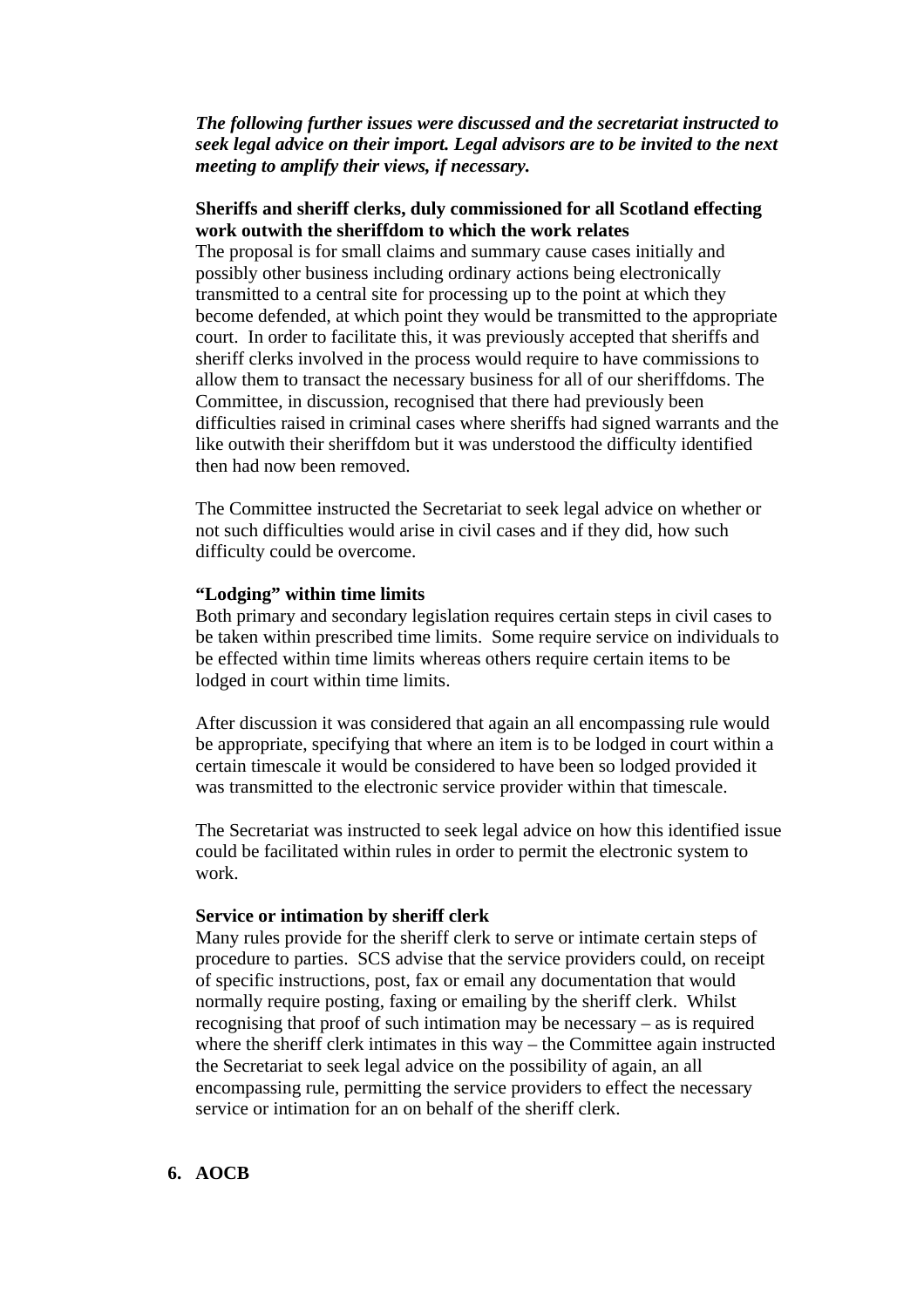***The following further issues were discussed and the secretariat instructed to seek legal advice on their import. Legal advisors are to be invited to the next meeting to amplify their views, if necessary.***

**Sheriffs and sheriff clerks, duly commissioned for all Scotland effecting work outwith the sheriffdom to which the work relates**

The proposal is for small claims and summary cause cases initially and possibly other business including ordinary actions being electronically transmitted to a central site for processing up to the point at which they become defended, at which point they would be transmitted to the appropriate court. In order to facilitate this, it was previously accepted that sheriffs and sheriff clerks involved in the process would require to have commissions to allow them to transact the necessary business for all of our sheriffdoms. The Committee, in discussion, recognised that there had previously been difficulties raised in criminal cases where sheriffs had signed warrants and the like outwith their sheriffdom but it was understood the difficulty identified then had now been removed.

The Committee instructed the Secretariat to seek legal advice on whether or not such difficulties would arise in civil cases and if they did, how such difficulty could be overcome.

**"Lodging" within time limits**

Both primary and secondary legislation requires certain steps in civil cases to be taken within prescribed time limits. Some require service on individuals to be effected within time limits whereas others require certain items to be lodged in court within time limits.

After discussion it was considered that again an all encompassing rule would be appropriate, specifying that where an item is to be lodged in court within a certain timescale it would be considered to have been so lodged provided it was transmitted to the electronic service provider within that timescale.

The Secretariat was instructed to seek legal advice on how this identified issue could be facilitated within rules in order to permit the electronic system to work.

**Service or intimation by sheriff clerk**

Many rules provide for the sheriff clerk to serve or intimate certain steps of procedure to parties. SCS advise that the service providers could, on receipt of specific instructions, post, fax or email any documentation that would normally require posting, faxing or emailing by the sheriff clerk. Whilst recognising that proof of such intimation may be necessary – as is required where the sheriff clerk intimates in this way – the Committee again instructed the Secretariat to seek legal advice on the possibility of again, an all encompassing rule, permitting the service providers to effect the necessary service or intimation for an on behalf of the sheriff clerk.

**6. AOCB**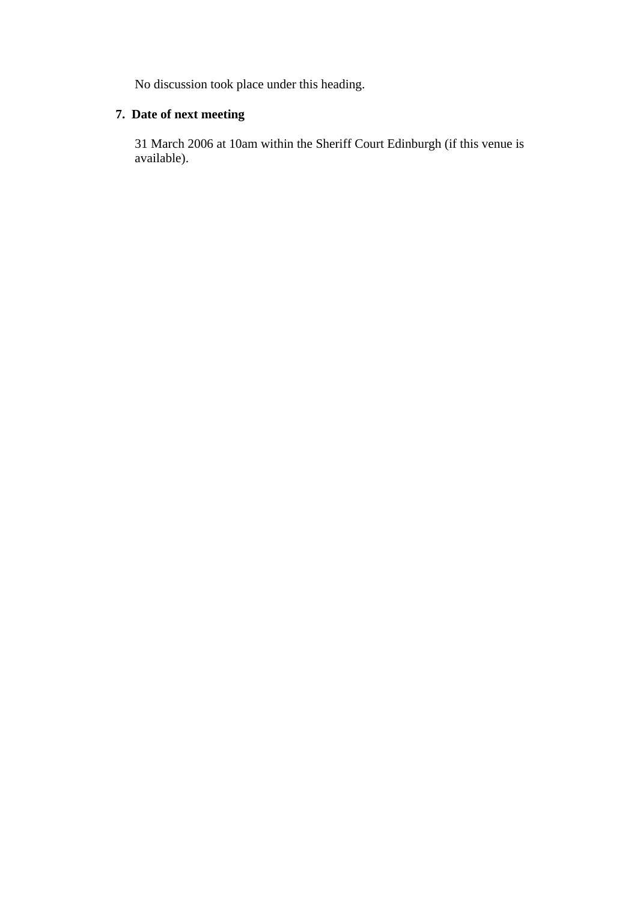No discussion took place under this heading.

**7. Date of next meeting**

31 March 2006 at 10am within the Sheriff Court Edinburgh (if this venue is available).